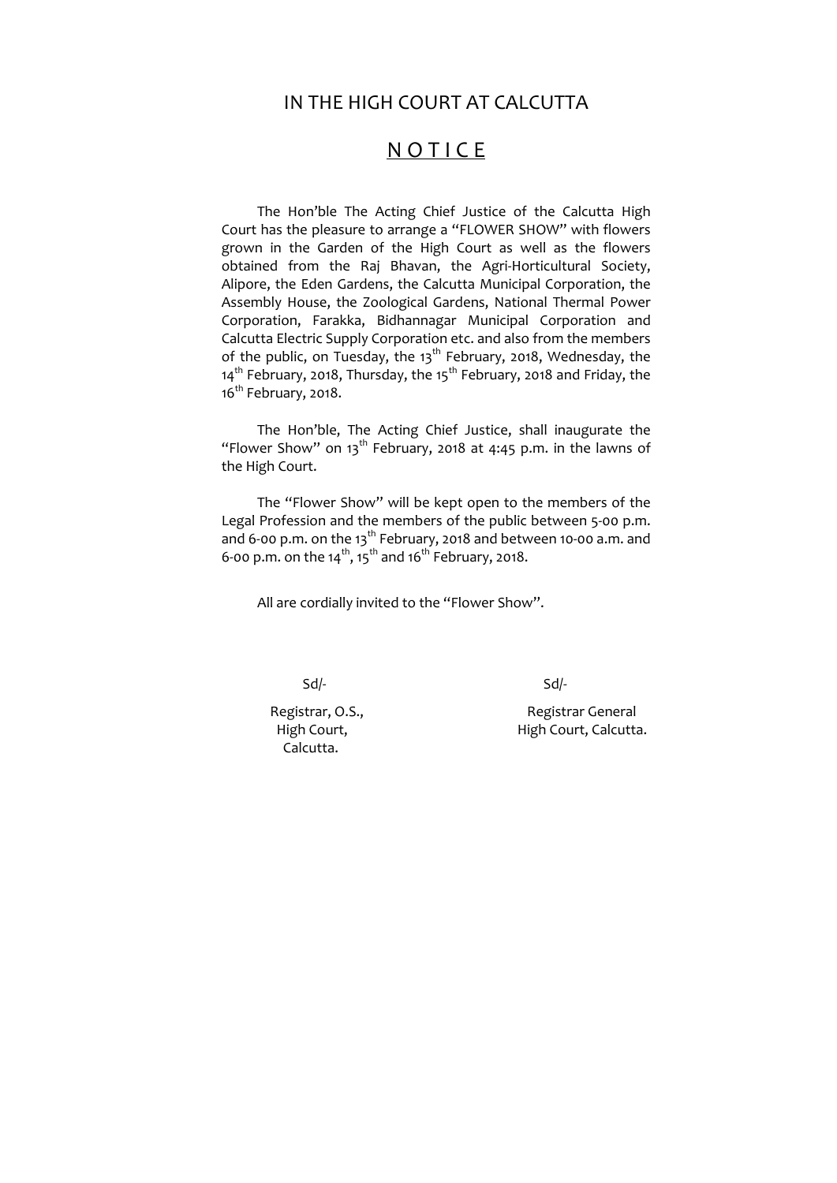# IN THE HIGH COURT AT CALCUTTA

## N O T I C E

The Hon'ble The Acting Chief Justice of the Calcutta High Court has the pleasure to arrange a "FLOWER SHOW" with flowers grown in the Garden of the High Court as well as the flowers obtained from the Raj Bhavan, the Agri-Horticultural Society, Alipore, the Eden Gardens, the Calcutta Municipal Corporation, the Assembly House, the Zoological Gardens, National Thermal Power Corporation, Farakka, Bidhannagar Municipal Corporation and Calcutta Electric Supply Corporation etc. and also from the members of the public, on Tuesday, the 13th February, 2018, Wednesday, the 14th February, 2018, Thursday, the 15th February, 2018 and Friday, the 16th February, 2018.

The Hon'ble, The Acting Chief Justice, shall inaugurate the "Flower Show" on 13th February, 2018 at 4:45 p.m. in the lawns of the High Court.

The "Flower Show" will be kept open to the members of the Legal Profession and the members of the public between 5-00 p.m. and 6-00 p.m. on the 13th February, 2018 and between 10-00 a.m. and 6-00 p.m. on the 14th, 15th and 16th February, 2018.

All are cordially invited to the "Flower Show".

Sd/-
Registrar, O.S.,
High Court,
Calcutta.

Sd/-
Registrar General
High Court, Calcutta.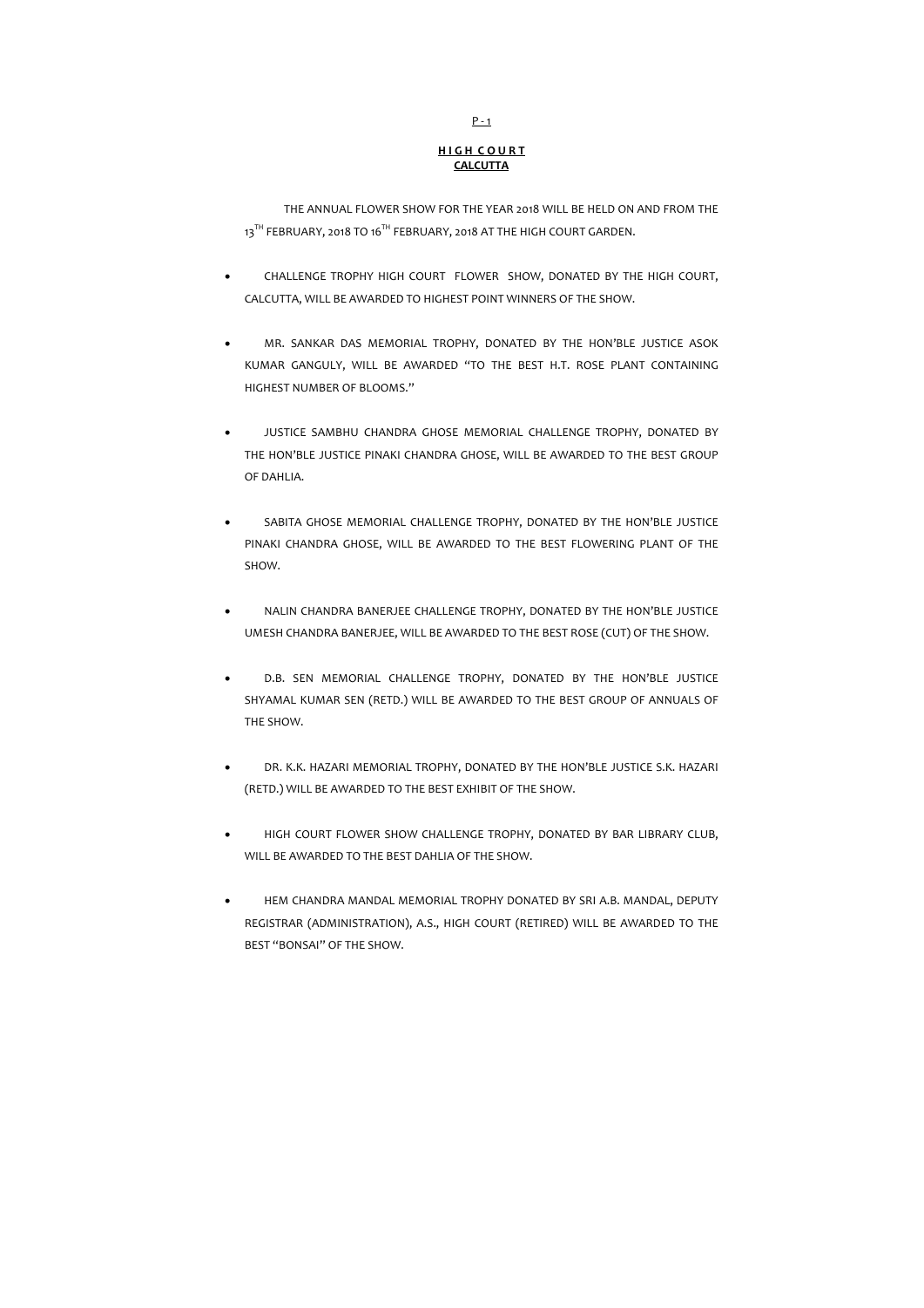# HIGH COURT
## CALCUTTA

THE ANNUAL FLOWER SHOW FOR THE YEAR 2018 WILL BE HELD ON AND FROM THE 13TH FEBRUARY, 2018 TO 16TH FEBRUARY, 2018 AT THE HIGH COURT GARDEN.

- CHALLENGE TROPHY HIGH COURT FLOWER SHOW, DONATED BY THE HIGH COURT, CALCUTTA, WILL BE AWARDED TO HIGHEST POINT WINNERS OF THE SHOW.

- MR. SANKAR DAS MEMORIAL TROPHY, DONATED BY THE HON'BLE JUSTICE ASOK KUMAR GANGULY, WILL BE AWARDED "TO THE BEST H.T. ROSE PLANT CONTAINING HIGHEST NUMBER OF BLOOMS."

- JUSTICE SAMBHU CHANDRA GHOSE MEMORIAL CHALLENGE TROPHY, DONATED BY THE HON'BLE JUSTICE PINAKI CHANDRA GHOSE, WILL BE AWARDED TO THE BEST GROUP OF DAHLIA.

- SABITA GHOSE MEMORIAL CHALLENGE TROPHY, DONATED BY THE HON'BLE JUSTICE PINAKI CHANDRA GHOSE, WILL BE AWARDED TO THE BEST FLOWERING PLANT OF THE SHOW.

- NALIN CHANDRA BANERJEE CHALLENGE TROPHY, DONATED BY THE HON'BLE JUSTICE UMESH CHANDRA BANERJEE, WILL BE AWARDED TO THE BEST ROSE (CUT) OF THE SHOW.

- D.B. SEN MEMORIAL CHALLENGE TROPHY, DONATED BY THE HON'BLE JUSTICE SHYAMAL KUMAR SEN (RETD.) WILL BE AWARDED TO THE BEST GROUP OF ANNUALS OF THE SHOW.

- DR. K.K. HAZARI MEMORIAL TROPHY, DONATED BY THE HON'BLE JUSTICE S.K. HAZARI (RETD.) WILL BE AWARDED TO THE BEST EXHIBIT OF THE SHOW.

- HIGH COURT FLOWER SHOW CHALLENGE TROPHY, DONATED BY BAR LIBRARY CLUB, WILL BE AWARDED TO THE BEST DAHLIA OF THE SHOW.

- HEM CHANDRA MANDAL MEMORIAL TROPHY DONATED BY SRI A.B. MANDAL, DEPUTY REGISTRAR (ADMINISTRATION), A.S., HIGH COURT (RETIRED) WILL BE AWARDED TO THE BEST "BONSAI" OF THE SHOW.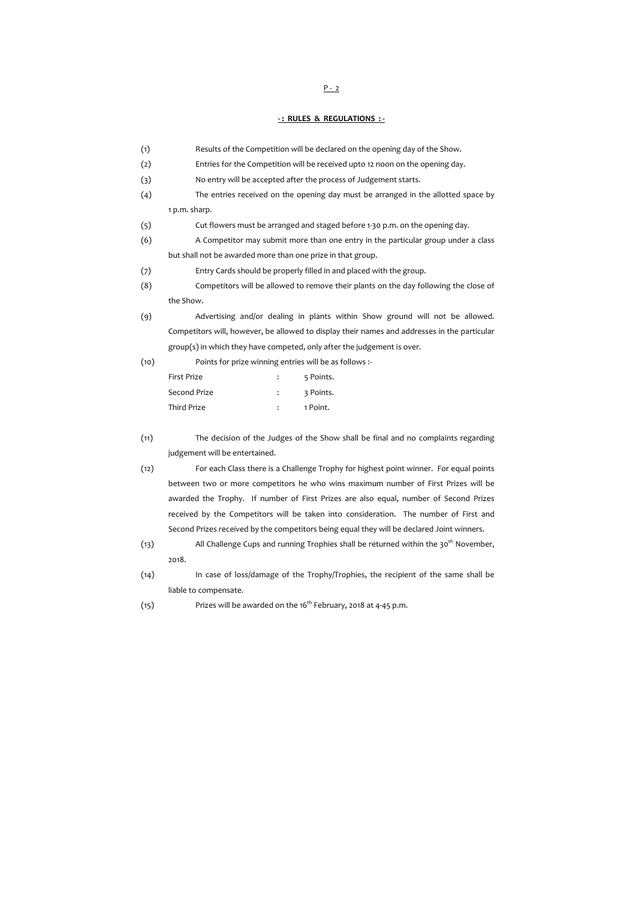## -: RULES & REGULATIONS :-

(1) Results of the Competition will be declared on the opening day of the Show.

(2) Entries for the Competition will be received upto 12 noon on the opening day.

(3) No entry will be accepted after the process of Judgement starts.

(4) The entries received on the opening day must be arranged in the allotted space by 1 p.m. sharp.

(5) Cut flowers must be arranged and staged before 1-30 p.m. on the opening day.

(6) A Competitor may submit more than one entry in the particular group under a class but shall not be awarded more than one prize in that group.

(7) Entry Cards should be properly filled in and placed with the group.

(8) Competitors will be allowed to remove their plants on the day following the close of the Show.

(9) Advertising and/or dealing in plants within Show ground will not be allowed. Competitors will, however, be allowed to display their names and addresses in the particular group(s) in which they have competed, only after the judgement is over.

(10) Points for prize winning entries will be as follows :-

| | | |
|---|---|---|
| First Prize | : | 5 Points. |
| Second Prize | : | 3 Points. |
| Third Prize | : | 1 Point. |

(11) The decision of the Judges of the Show shall be final and no complaints regarding judgement will be entertained.

(12) For each Class there is a Challenge Trophy for highest point winner. For equal points between two or more competitors he who wins maximum number of First Prizes will be awarded the Trophy. If number of First Prizes are also equal, number of Second Prizes received by the Competitors will be taken into consideration. The number of First and Second Prizes received by the competitors being equal they will be declared Joint winners.

(13) All Challenge Cups and running Trophies shall be returned within the 30th November, 2018.

(14) In case of loss/damage of the Trophy/Trophies, the recipient of the same shall be liable to compensate.

(15) Prizes will be awarded on the 16th February, 2018 at 4-45 p.m.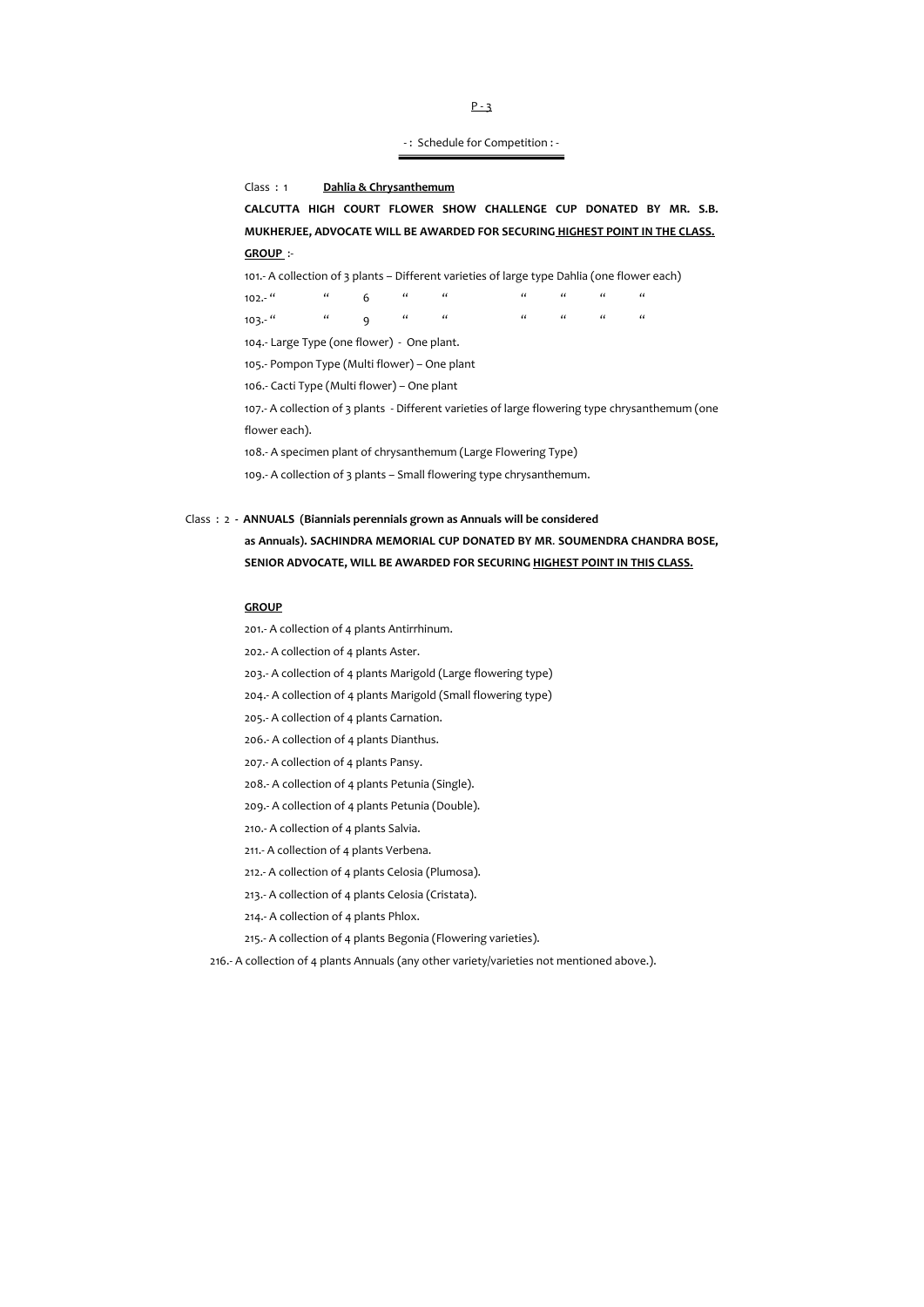## - : Schedule for Competition : -

Class : 1 **Dahlia & Chrysanthemum**

**CALCUTTA HIGH COURT FLOWER SHOW CHALLENGE CUP DONATED BY MR. S.B. MUKHERJEE, ADVOCATE WILL BE AWARDED FOR SECURING HIGHEST POINT IN THE CLASS.**

**GROUP** :-

101.- A collection of 3 plants – Different varieties of large type Dahlia (one flower each)

102.- " " 6 " " " " " "

103.- " " 9 " " " " " "

104.- Large Type (one flower) - One plant.

105.- Pompon Type (Multi flower) – One plant

106.- Cacti Type (Multi flower) – One plant

107.- A collection of 3 plants - Different varieties of large flowering type chrysanthemum (one flower each).

108.- A specimen plant of chrysanthemum (Large Flowering Type)

109.- A collection of 3 plants – Small flowering type chrysanthemum.

Class : 2 - **ANNUALS (Biannials perennials grown as Annuals will be considered as Annuals). SACHINDRA MEMORIAL CUP DONATED BY MR. SOUMENDRA CHANDRA BOSE, SENIOR ADVOCATE, WILL BE AWARDED FOR SECURING HIGHEST POINT IN THIS CLASS.**

**GROUP**

201.- A collection of 4 plants Antirrhinum.

202.- A collection of 4 plants Aster.

203.- A collection of 4 plants Marigold (Large flowering type)

204.- A collection of 4 plants Marigold (Small flowering type)

205.- A collection of 4 plants Carnation.

206.- A collection of 4 plants Dianthus.

207.- A collection of 4 plants Pansy.

208.- A collection of 4 plants Petunia (Single).

209.- A collection of 4 plants Petunia (Double).

210.- A collection of 4 plants Salvia.

211.- A collection of 4 plants Verbena.

212.- A collection of 4 plants Celosia (Plumosa).

213.- A collection of 4 plants Celosia (Cristata).

214.- A collection of 4 plants Phlox.

215.- A collection of 4 plants Begonia (Flowering varieties).

216.- A collection of 4 plants Annuals (any other variety/varieties not mentioned above.).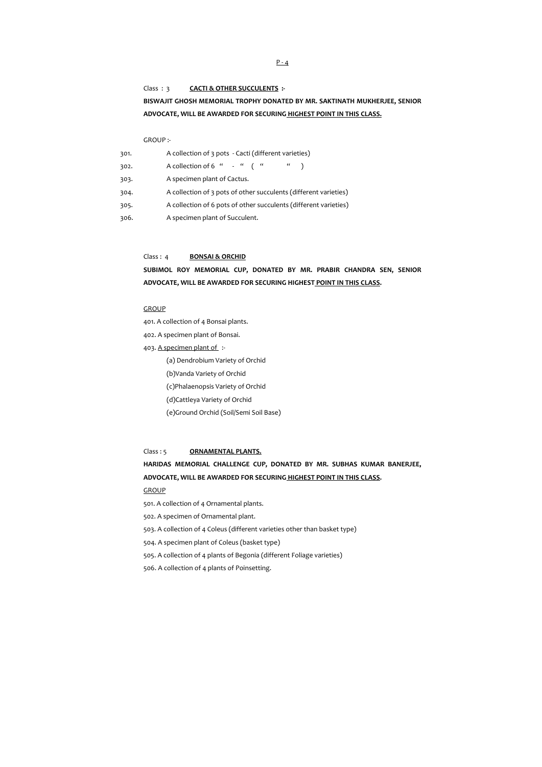Class : 3 **CACTI & OTHER SUCCULENTS :-**

**BISWAJIT GHOSH MEMORIAL TROPHY DONATED BY MR. SAKTINATH MUKHERJEE, SENIOR ADVOCATE, WILL BE AWARDED FOR SECURING HIGHEST POINT IN THIS CLASS.**

GROUP :-

301. A collection of 3 pots - Cacti (different varieties)
302. A collection of 6 " - " ( " " )
303. A specimen plant of Cactus.
304. A collection of 3 pots of other succulents (different varieties)
305. A collection of 6 pots of other succulents (different varieties)
306. A specimen plant of Succulent.

Class : 4 **BONSAI & ORCHID**

**SUBIMOL ROY MEMORIAL CUP, DONATED BY MR. PRABIR CHANDRA SEN, SENIOR ADVOCATE, WILL BE AWARDED FOR SECURING HIGHEST POINT IN THIS CLASS.**

GROUP

401. A collection of 4 Bonsai plants.
402. A specimen plant of Bonsai.
403. A specimen plant of :-
   - (a) Dendrobium Variety of Orchid
   - (b)Vanda Variety of Orchid
   - (c)Phalaenopsis Variety of Orchid
   - (d)Cattleya Variety of Orchid
   - (e)Ground Orchid (Soil/Semi Soil Base)

Class : 5 **ORNAMENTAL PLANTS.**

**HARIDAS MEMORIAL CHALLENGE CUP, DONATED BY MR. SUBHAS KUMAR BANERJEE, ADVOCATE, WILL BE AWARDED FOR SECURING HIGHEST POINT IN THIS CLASS.**

GROUP

501. A collection of 4 Ornamental plants.
502. A specimen of Ornamental plant.
503. A collection of 4 Coleus (different varieties other than basket type)
504. A specimen plant of Coleus (basket type)
505. A collection of 4 plants of Begonia (different Foliage varieties)
506. A collection of 4 plants of Poinsetting.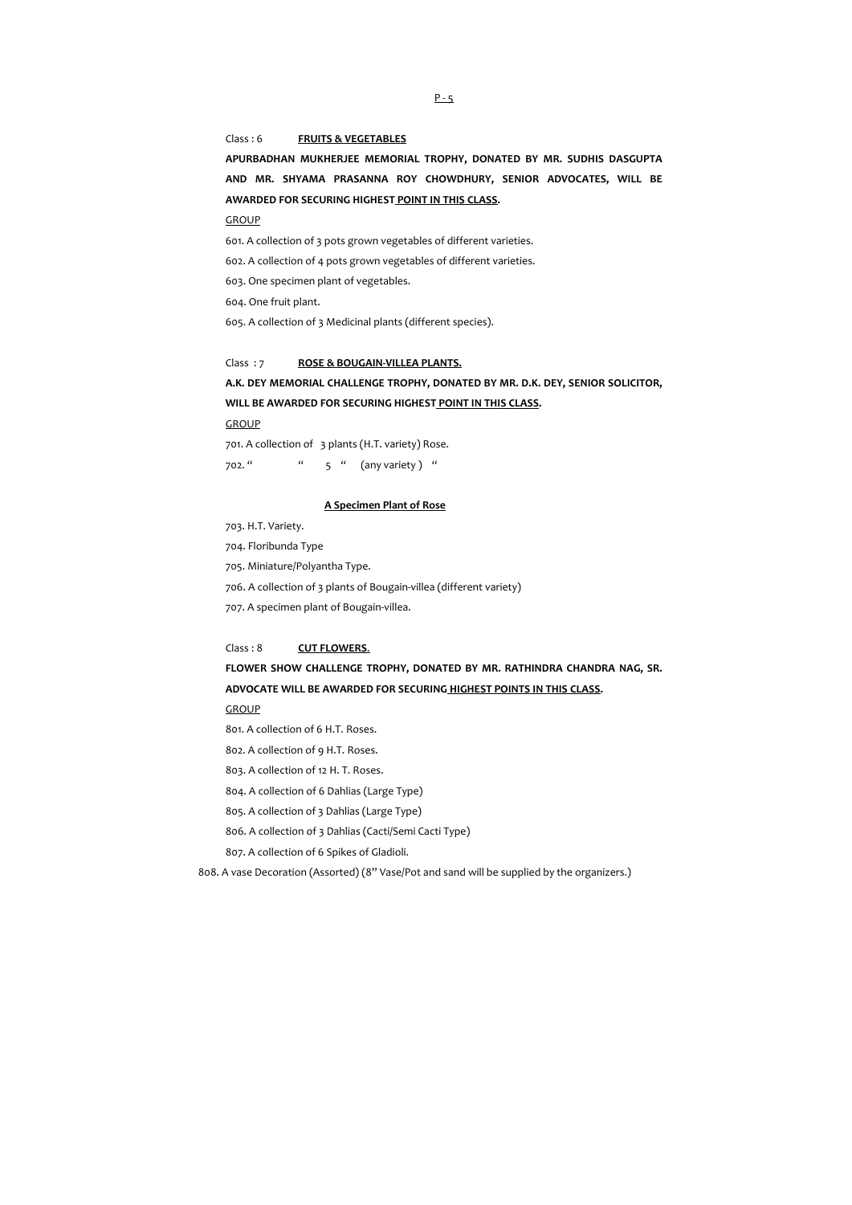Class : 6 **FRUITS & VEGETABLES**

**APURBADHAN MUKHERJEE MEMORIAL TROPHY, DONATED BY MR. SUDHIS DASGUPTA AND MR. SHYAMA PRASANNA ROY CHOWDHURY, SENIOR ADVOCATES, WILL BE AWARDED FOR SECURING HIGHEST POINT IN THIS CLASS.**

GROUP

601. A collection of 3 pots grown vegetables of different varieties.

602. A collection of 4 pots grown vegetables of different varieties.

603. One specimen plant of vegetables.

604. One fruit plant.

605. A collection of 3 Medicinal plants (different species).

Class : 7 **ROSE & BOUGAIN-VILLEA PLANTS.**

**A.K. DEY MEMORIAL CHALLENGE TROPHY, DONATED BY MR. D.K. DEY, SENIOR SOLICITOR, WILL BE AWARDED FOR SECURING HIGHEST POINT IN THIS CLASS.**

GROUP

701. A collection of 3 plants (H.T. variety) Rose.

702. " " 5 " (any variety) "

**A Specimen Plant of Rose**

703. H.T. Variety.

704. Floribunda Type

705. Miniature/Polyantha Type.

706. A collection of 3 plants of Bougain-villea (different variety)

707. A specimen plant of Bougain-villea.

Class : 8 **CUT FLOWERS.**

**FLOWER SHOW CHALLENGE TROPHY, DONATED BY MR. RATHINDRA CHANDRA NAG, SR. ADVOCATE WILL BE AWARDED FOR SECURING HIGHEST POINTS IN THIS CLASS.**

GROUP

801. A collection of 6 H.T. Roses.

802. A collection of 9 H.T. Roses.

803. A collection of 12 H. T. Roses.

804. A collection of 6 Dahlias (Large Type)

805. A collection of 3 Dahlias (Large Type)

806. A collection of 3 Dahlias (Cacti/Semi Cacti Type)

807. A collection of 6 Spikes of Gladioli.

808. A vase Decoration (Assorted) (8" Vase/Pot and sand will be supplied by the organizers.)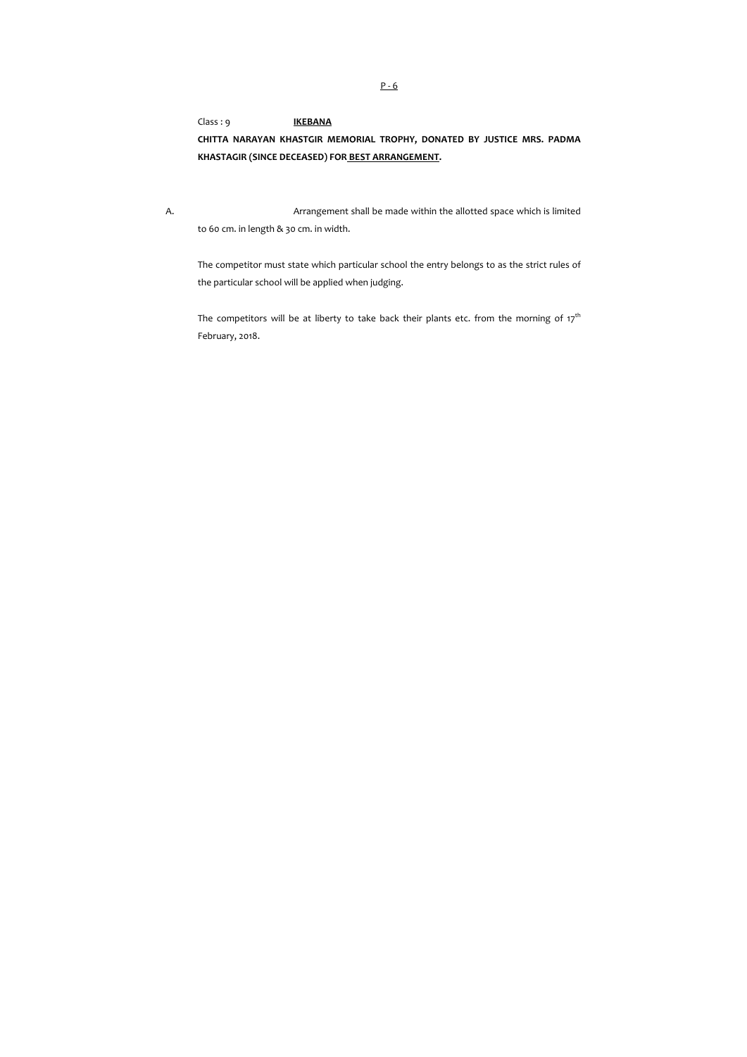Class : 9 **IKEBANA**

**CHITTA NARAYAN KHASTGIR MEMORIAL TROPHY, DONATED BY JUSTICE MRS. PADMA KHASTAGIR (SINCE DECEASED) FOR BEST ARRANGEMENT.**

A. Arrangement shall be made within the allotted space which is limited to 60 cm. in length & 30 cm. in width.

The competitor must state which particular school the entry belongs to as the strict rules of the particular school will be applied when judging.

The competitors will be at liberty to take back their plants etc. from the morning of 17th February, 2018.